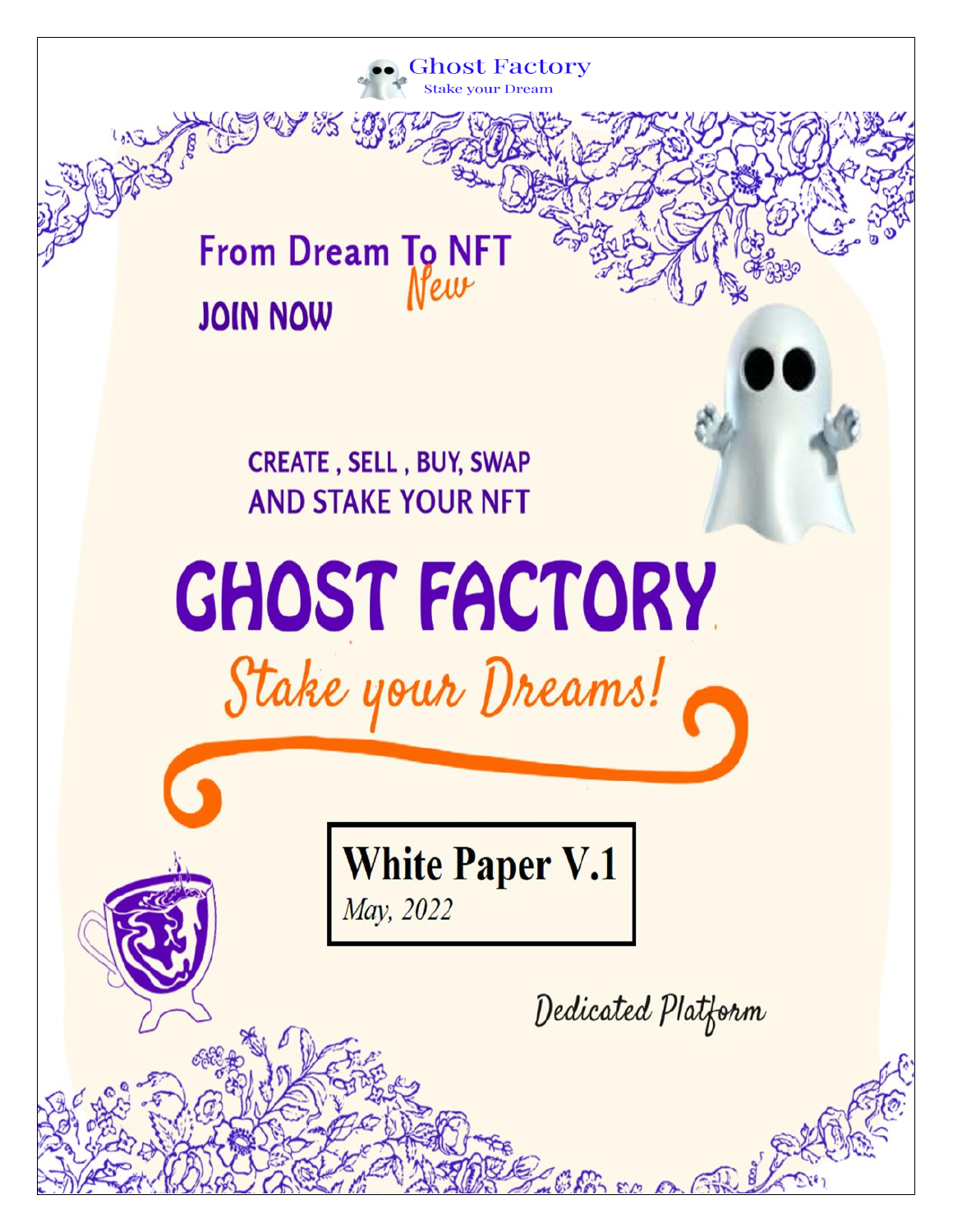Ghost Factory

Stake your Dream

From Dream To NFT

*New*

JOIN NOW

CREATE , SELL , BUY, SWAP
AND STAKE YOUR NFT

# GHOST FACTORY

*Stake your Dreams!*

**White Paper V.1**

*May, 2022*

*Dedicated Platform*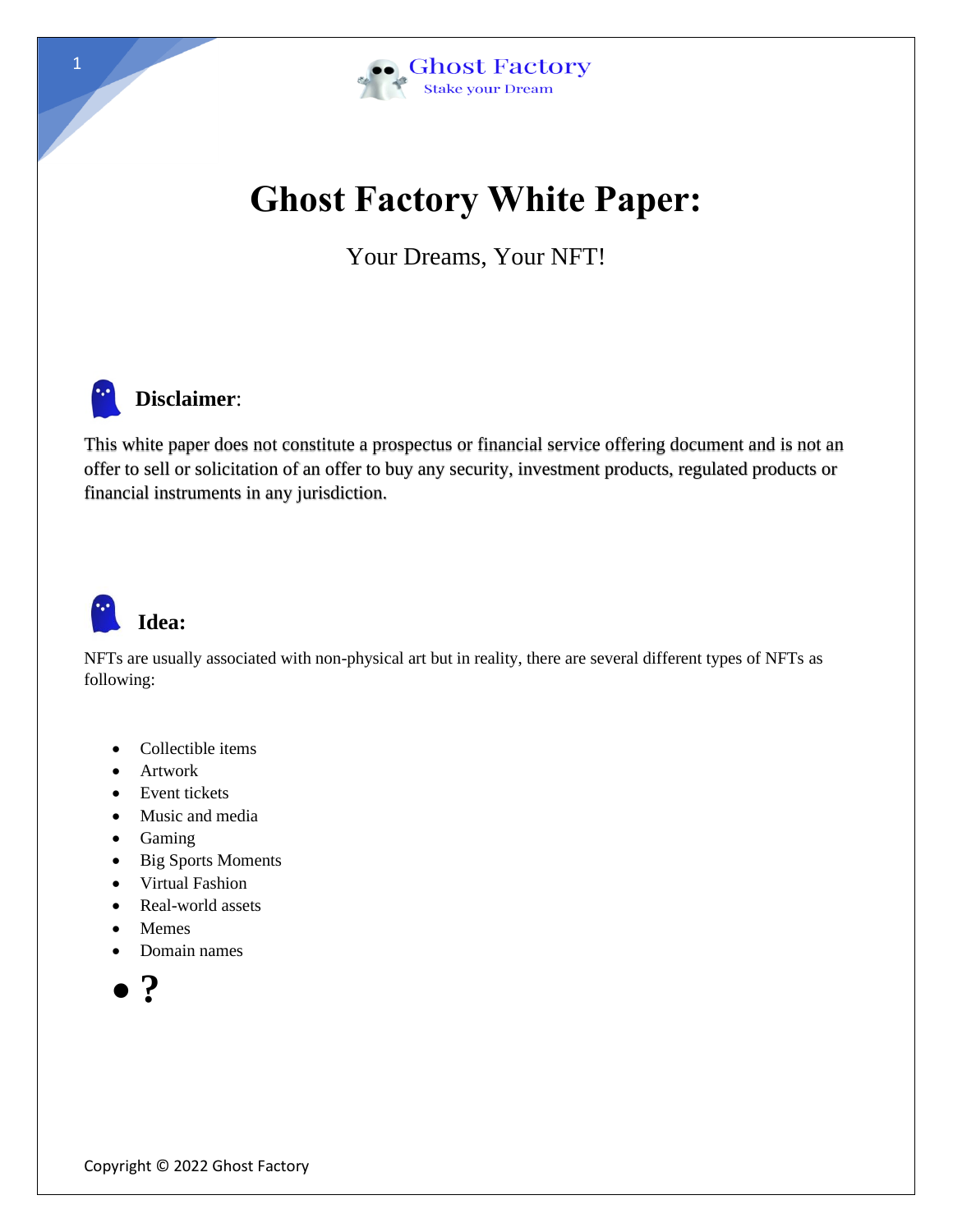Ghost Factory
Stake your Dream

# Ghost Factory White Paper:

Your Dreams, Your NFT!

## **Disclaimer**:

This white paper does not constitute a prospectus or financial service offering document and is not an offer to sell or solicitation of an offer to buy any security, investment products, regulated products or financial instruments in any jurisdiction.

## Idea:

NFTs are usually associated with non-physical art but in reality, there are several different types of NFTs as following:

- Collectible items
- Artwork
- Event tickets
- Music and media
- Gaming
- Big Sports Moments
- Virtual Fashion
- Real-world assets
- Memes
- Domain names
- **?**

Copyright © 2022 Ghost Factory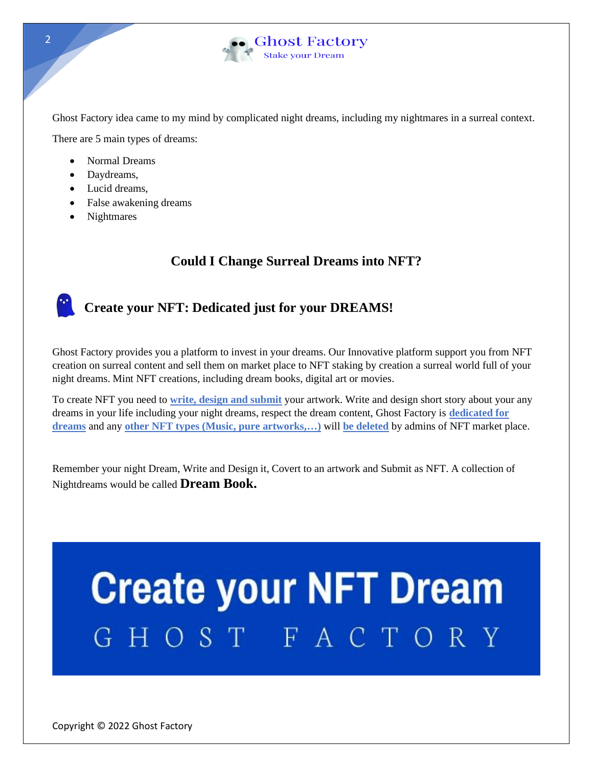Ghost Factory idea came to my mind by complicated night dreams, including my nightmares in a surreal context.

There are 5 main types of dreams:

- Normal Dreams
- Daydreams,
- Lucid dreams,
- False awakening dreams
- Nightmares

## Could I Change Surreal Dreams into NFT?

## Create your NFT: Dedicated just for your DREAMS!

Ghost Factory provides you a platform to invest in your dreams. Our Innovative platform support you from NFT creation on surreal content and sell them on market place to NFT staking by creation a surreal world full of your night dreams. Mint NFT creations, including dream books, digital art or movies.

To create NFT you need to **write, design and submit** your artwork. Write and design short story about your any dreams in your life including your night dreams, respect the dream content, Ghost Factory is **dedicated for dreams** and any **other NFT types (Music, pure artworks,…)** will **be deleted** by admins of NFT market place.

Remember your night Dream, Write and Design it, Covert to an artwork and Submit as NFT. A collection of Nightdreams would be called **Dream Book.**

**Create your NFT Dream**

GHOST FACTORY

Copyright © 2022 Ghost Factory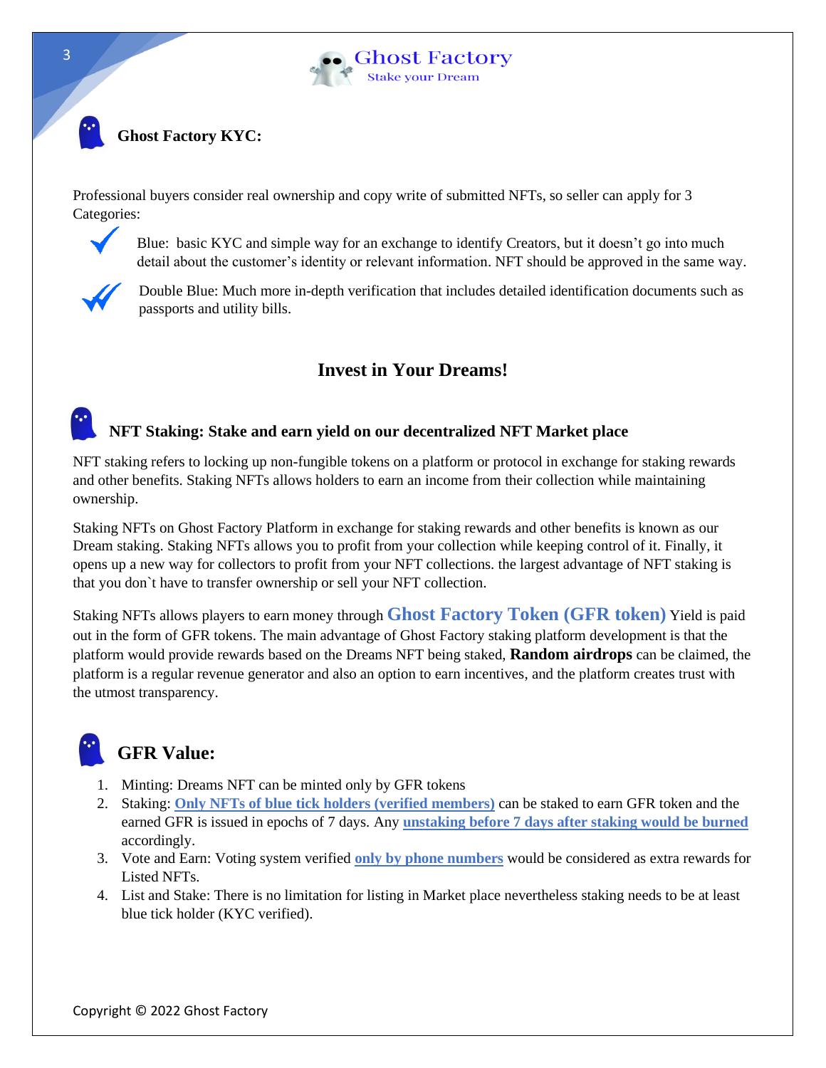## Ghost Factory KYC:

Professional buyers consider real ownership and copy write of submitted NFTs, so seller can apply for 3 Categories:

- Blue: basic KYC and simple way for an exchange to identify Creators, but it doesn't go into much detail about the customer's identity or relevant information. NFT should be approved in the same way.
- Double Blue: Much more in-depth verification that includes detailed identification documents such as passports and utility bills.

# Invest in Your Dreams!

## NFT Staking: Stake and earn yield on our decentralized NFT Market place

NFT staking refers to locking up non-fungible tokens on a platform or protocol in exchange for staking rewards and other benefits. Staking NFTs allows holders to earn an income from their collection while maintaining ownership.

Staking NFTs on Ghost Factory Platform in exchange for staking rewards and other benefits is known as our Dream staking. Staking NFTs allows you to profit from your collection while keeping control of it. Finally, it opens up a new way for collectors to profit from your NFT collections. the largest advantage of NFT staking is that you don`t have to transfer ownership or sell your NFT collection.

Staking NFTs allows players to earn money through **Ghost Factory Token (GFR token)** Yield is paid out in the form of GFR tokens. The main advantage of Ghost Factory staking platform development is that the platform would provide rewards based on the Dreams NFT being staked, **Random airdrops** can be claimed, the platform is a regular revenue generator and also an option to earn incentives, and the platform creates trust with the utmost transparency.

## GFR Value:

1. Minting: Dreams NFT can be minted only by GFR tokens
2. Staking: **Only NFTs of blue tick holders (verified members)** can be staked to earn GFR token and the earned GFR is issued in epochs of 7 days. Any **unstaking before 7 days after staking would be burned** accordingly.
3. Vote and Earn: Voting system verified **only by phone numbers** would be considered as extra rewards for Listed NFTs.
4. List and Stake: There is no limitation for listing in Market place nevertheless staking needs to be at least blue tick holder (KYC verified).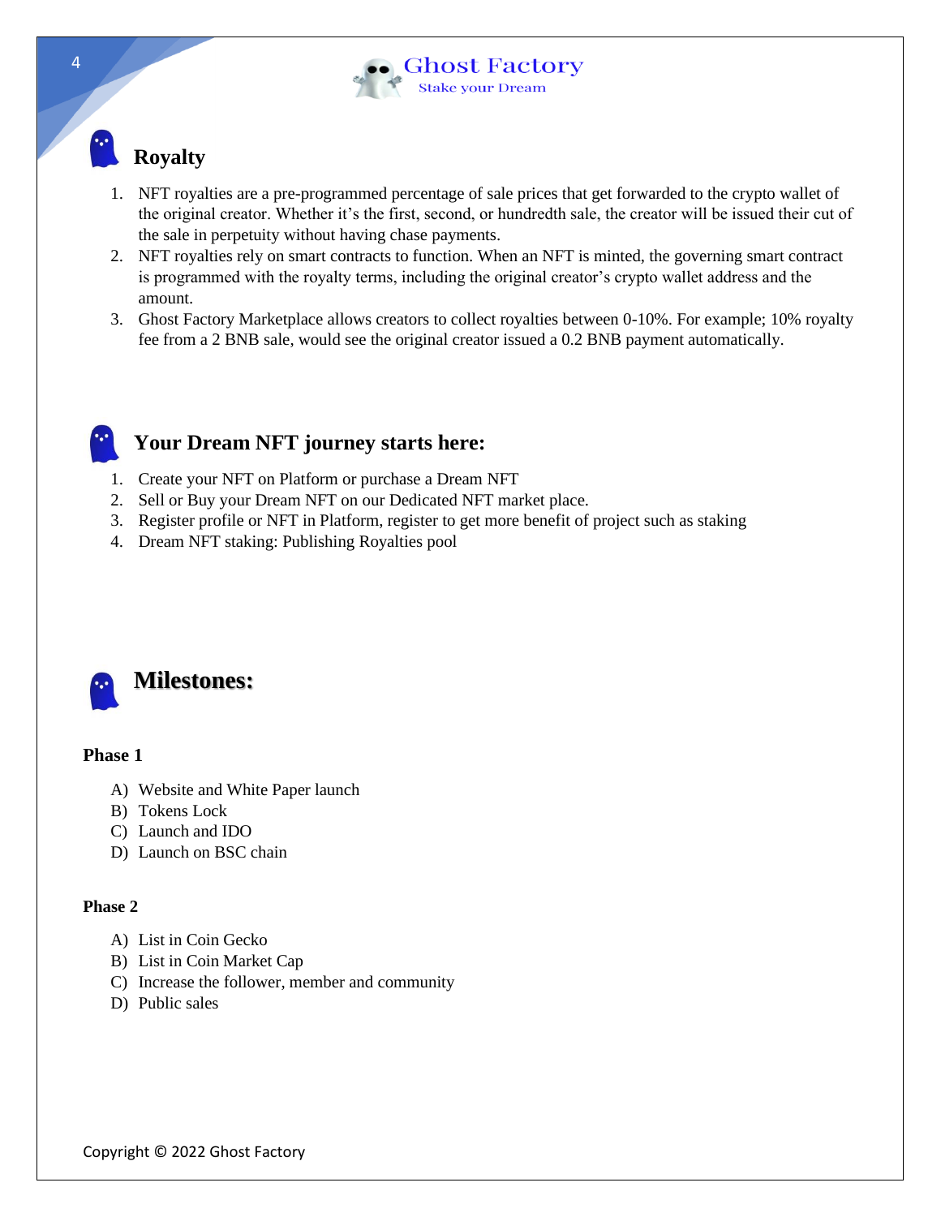## Royalty

1. NFT royalties are a pre-programmed percentage of sale prices that get forwarded to the crypto wallet of the original creator. Whether it's the first, second, or hundredth sale, the creator will be issued their cut of the sale in perpetuity without having chase payments.
2. NFT royalties rely on smart contracts to function. When an NFT is minted, the governing smart contract is programmed with the royalty terms, including the original creator's crypto wallet address and the amount.
3. Ghost Factory Marketplace allows creators to collect royalties between 0-10%. For example; 10% royalty fee from a 2 BNB sale, would see the original creator issued a 0.2 BNB payment automatically.

## Your Dream NFT journey starts here:

1. Create your NFT on Platform or purchase a Dream NFT
2. Sell or Buy your Dream NFT on our Dedicated NFT market place.
3. Register profile or NFT in Platform, register to get more benefit of project such as staking
4. Dream NFT staking: Publishing Royalties pool

## Milestones:

**Phase 1**

A) Website and White Paper launch
B) Tokens Lock
C) Launch and IDO
D) Launch on BSC chain

**Phase 2**

A) List in Coin Gecko
B) List in Coin Market Cap
C) Increase the follower, member and community
D) Public sales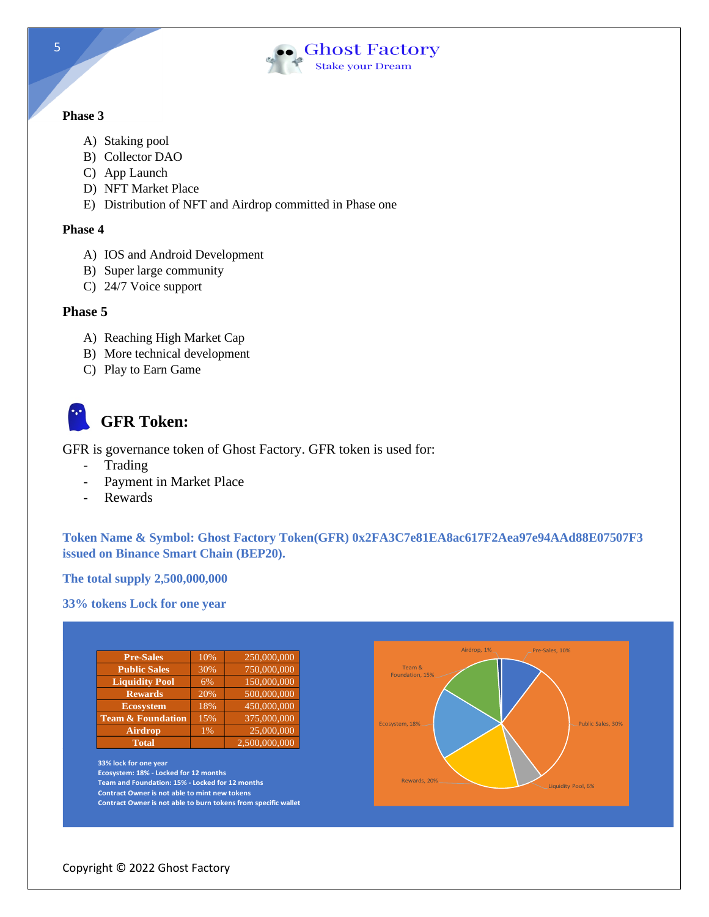**Phase 3**

A) Staking pool
B) Collector DAO
C) App Launch
D) NFT Market Place
E) Distribution of NFT and Airdrop committed in Phase one

**Phase 4**

A) IOS and Android Development
B) Super large community
C) 24/7 Voice support

**Phase 5**

A) Reaching High Market Cap
B) More technical development
C) Play to Earn Game

## GFR Token:

GFR is governance token of Ghost Factory. GFR token is used for:

- Trading
- Payment in Market Place
- Rewards

**Token Name & Symbol: Ghost Factory Token(GFR) 0x2FA3C7e81EA8ac617F2Aea97e94AAd88E07507F3 issued on Binance Smart Chain (BEP20).**

**The total supply 2,500,000,000**

**33% tokens Lock for one year**

| Pre-Sales | 10% | 250,000,000 |
|---|---|---|
| Public Sales | 30% | 750,000,000 |
| Liquidity Pool | 6% | 150,000,000 |
| Rewards | 20% | 500,000,000 |
| Ecosystem | 18% | 450,000,000 |
| Team & Foundation | 15% | 375,000,000 |
| Airdrop | 1% | 25,000,000 |
| Total | | 2,500,000,000 |

33% lock for one year
Ecosystem: 18% - Locked for 12 months
Team and Foundation: 15% - Locked for 12 months
Contract Owner is not able to mint new tokens
Contract Owner is not able to burn tokens from specific wallet

Airdrop, 1%
Pre-Sales, 10%
Team & Foundation, 15%
Public Sales, 30%
Ecosystem, 18%
Rewards, 20%
Liquidity Pool, 6%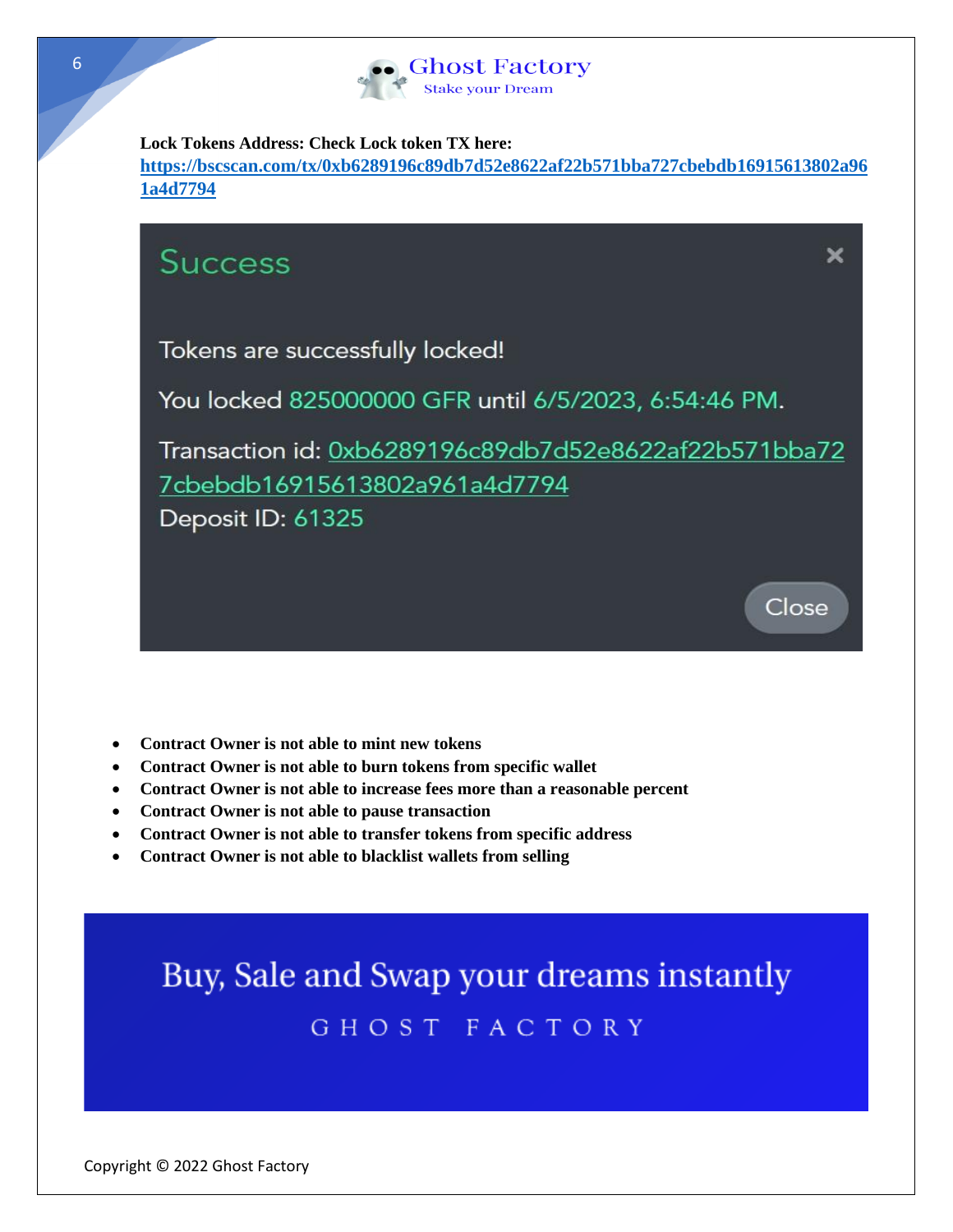**Lock Tokens Address: Check Lock token TX here:**
**https://bscscan.com/tx/0xb6289196c89db7d52e8622af22b571bba727cbebdb16915613802a961a4d7794**

Success

Tokens are successfully locked!

You locked 825000000 GFR until 6/5/2023, 6:54:46 PM.

Transaction id: 0xb6289196c89db7d52e8622af22b571bba727cbebdb16915613802a961a4d7794
Deposit ID: 61325

Close

- **Contract Owner is not able to mint new tokens**
- **Contract Owner is not able to burn tokens from specific wallet**
- **Contract Owner is not able to increase fees more than a reasonable percent**
- **Contract Owner is not able to pause transaction**
- **Contract Owner is not able to transfer tokens from specific address**
- **Contract Owner is not able to blacklist wallets from selling**

Buy, Sale and Swap your dreams instantly

GHOST FACTORY

Copyright © 2022 Ghost Factory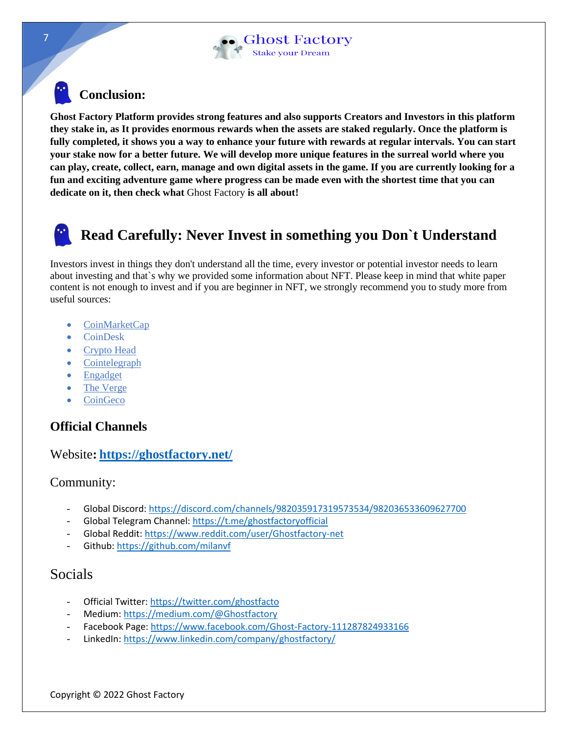## Conclusion:

**Ghost Factory Platform provides strong features and also supports Creators and Investors in this platform they stake in, as It provides enormous rewards when the assets are staked regularly. Once the platform is fully completed, it shows you a way to enhance your future with rewards at regular intervals. You can start your stake now for a better future. We will develop more unique features in the surreal world where you can play, create, collect, earn, manage and own digital assets in the game. If you are currently looking for a fun and exciting adventure game where progress can be made even with the shortest time that you can dedicate on it, then check what** Ghost Factory **is all about!**

## Read Carefully: Never Invest in something you Don`t Understand

Investors invest in things they don't understand all the time, every investor or potential investor needs to learn about investing and that`s why we provided some information about NFT. Please keep in mind that white paper content is not enough to invest and if you are beginner in NFT, we strongly recommend you to study more from useful sources:

- CoinMarketCap
- CoinDesk
- Crypto Head
- Cointelegraph
- Engadget
- The Verge
- CoinGeco

### Official Channels

Website**: https://ghostfactory.net/**

Community:

- Global Discord: https://discord.com/channels/982035917319573534/982036533609627700
- Global Telegram Channel: https://t.me/ghostfactoryofficial
- Global Reddit: https://www.reddit.com/user/Ghostfactory-net
- Github: https://github.com/milanvf

Socials

- Official Twitter: https://twitter.com/ghostfacto
- Medium: https://medium.com/@Ghostfactory
- Facebook Page: https://www.facebook.com/Ghost-Factory-111287824933166
- LinkedIn: https://www.linkedin.com/company/ghostfactory/

Copyright © 2022 Ghost Factory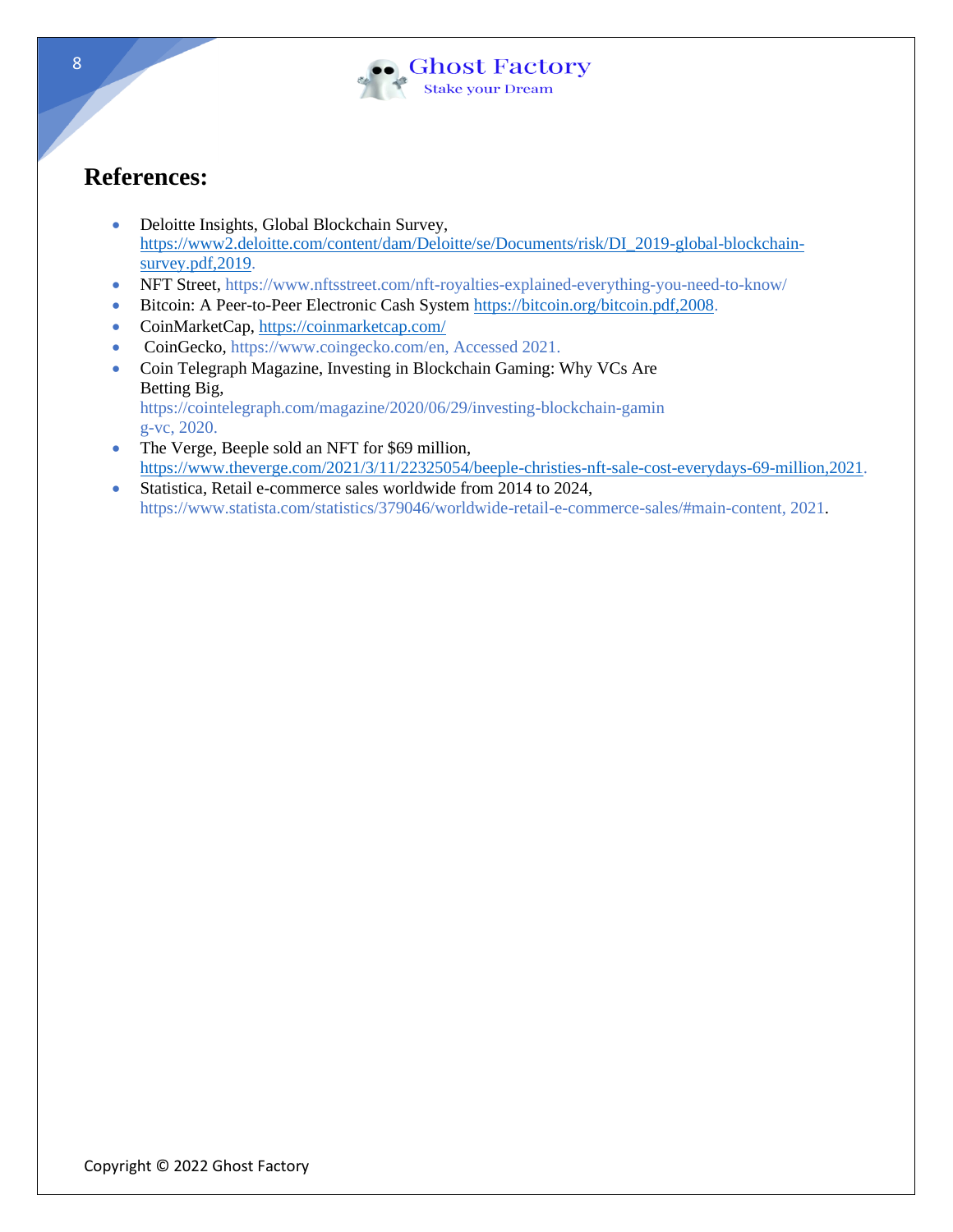## References:

- Deloitte Insights, Global Blockchain Survey, https://www2.deloitte.com/content/dam/Deloitte/se/Documents/risk/DI_2019-global-blockchain-survey.pdf,2019.
- NFT Street, https://www.nftsstreet.com/nft-royalties-explained-everything-you-need-to-know/
- Bitcoin: A Peer-to-Peer Electronic Cash System https://bitcoin.org/bitcoin.pdf,2008.
- CoinMarketCap, https://coinmarketcap.com/
- CoinGecko, https://www.coingecko.com/en, Accessed 2021.
- Coin Telegraph Magazine, Investing in Blockchain Gaming: Why VCs Are Betting Big, https://cointelegraph.com/magazine/2020/06/29/investing-blockchain-gaming-vc, 2020.
- The Verge, Beeple sold an NFT for $69 million, https://www.theverge.com/2021/3/11/22325054/beeple-christies-nft-sale-cost-everydays-69-million,2021.
- Statistica, Retail e-commerce sales worldwide from 2014 to 2024, https://www.statista.com/statistics/379046/worldwide-retail-e-commerce-sales/#main-content, 2021.

Copyright © 2022 Ghost Factory